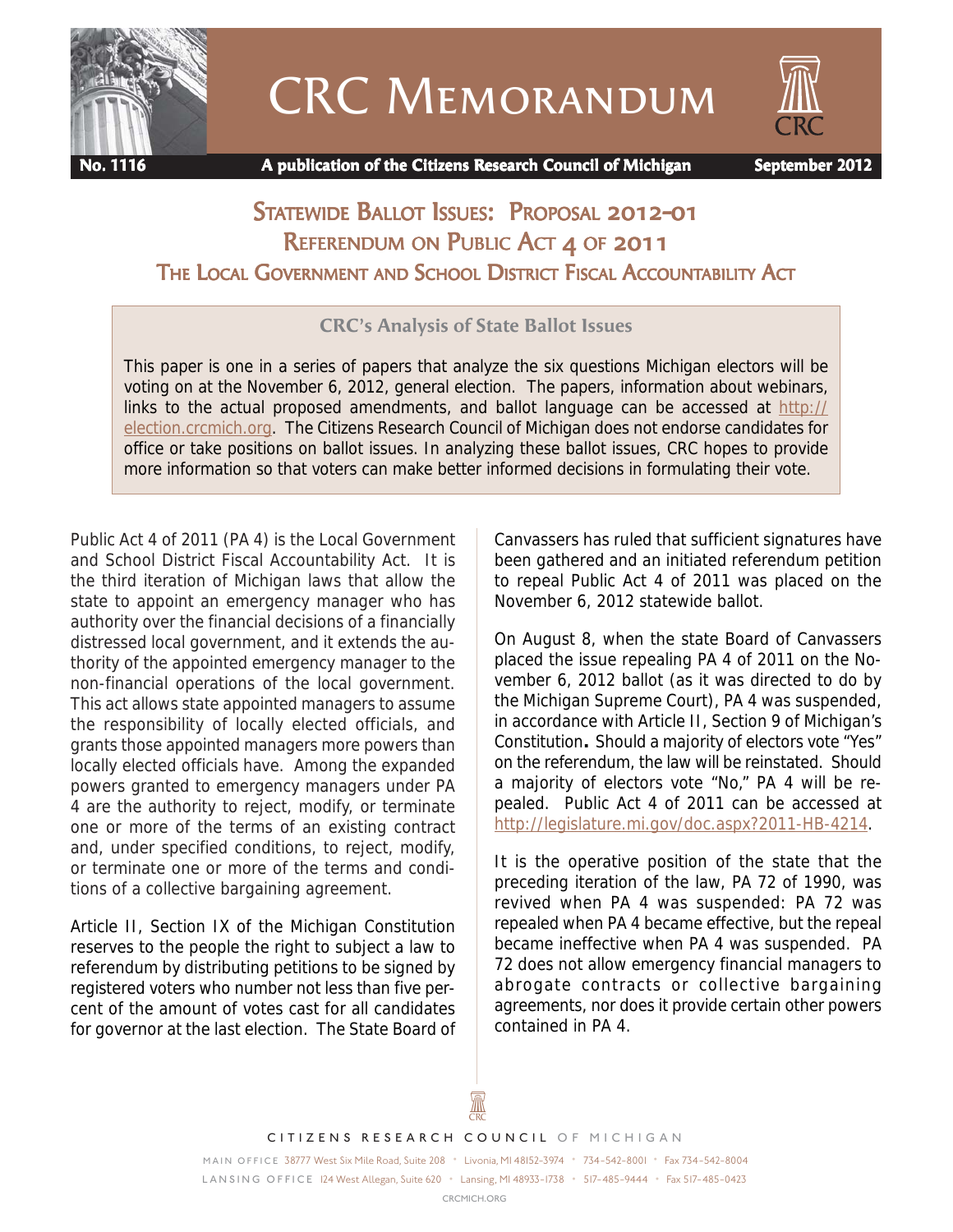# CRC Memorandum

**No. 1116** | **A publication of the Citizens Research Council of Michigan** | **September 2012**

## Statewide Ballot Issues: Proposal 2012-01
## Referendum on Public Act 4 of 2011
## The Local Government and School District Fiscal Accountability Act

### CRC's Analysis of State Ballot Issues

This paper is one in a series of papers that analyze the six questions Michigan electors will be voting on at the November 6, 2012, general election. The papers, information about webinars, links to the actual proposed amendments, and ballot language can be accessed at http://election.crcmich.org. The Citizens Research Council of Michigan does not endorse candidates for office or take positions on ballot issues. In analyzing these ballot issues, CRC hopes to provide more information so that voters can make better informed decisions in formulating their vote.

Public Act 4 of 2011 (PA 4) is the Local Government and School District Fiscal Accountability Act. It is the third iteration of Michigan laws that allow the state to appoint an emergency manager who has authority over the financial decisions of a financially distressed local government, and it extends the authority of the appointed emergency manager to the non-financial operations of the local government. This act allows state appointed managers to assume the responsibility of locally elected officials, and grants those appointed managers more powers than locally elected officials have. Among the expanded powers granted to emergency managers under PA 4 are the authority to reject, modify, or terminate one or more of the terms of an existing contract and, under specified conditions, to reject, modify, or terminate one or more of the terms and conditions of a collective bargaining agreement.

Article II, Section IX of the Michigan Constitution reserves to the people the right to subject a law to referendum by distributing petitions to be signed by registered voters who number not less than five percent of the amount of votes cast for all candidates for governor at the last election. The State Board of Canvassers has ruled that sufficient signatures have been gathered and an initiated referendum petition to repeal Public Act 4 of 2011 was placed on the November 6, 2012 statewide ballot.

On August 8, when the state Board of Canvassers placed the issue repealing PA 4 of 2011 on the November 6, 2012 ballot (as it was directed to do by the Michigan Supreme Court), PA 4 was suspended, in accordance with Article II, Section 9 of Michigan's Constitution**.** Should a majority of electors vote "Yes" on the referendum, the law will be reinstated. Should a majority of electors vote "No," PA 4 will be repealed. Public Act 4 of 2011 can be accessed at http://legislature.mi.gov/doc.aspx?2011-HB-4214.

It is the operative position of the state that the preceding iteration of the law, PA 72 of 1990, was revived when PA 4 was suspended: PA 72 was repealed when PA 4 became effective, but the repeal became ineffective when PA 4 was suspended. PA 72 does not allow emergency financial managers to abrogate contracts or collective bargaining agreements, nor does it provide certain other powers contained in PA 4.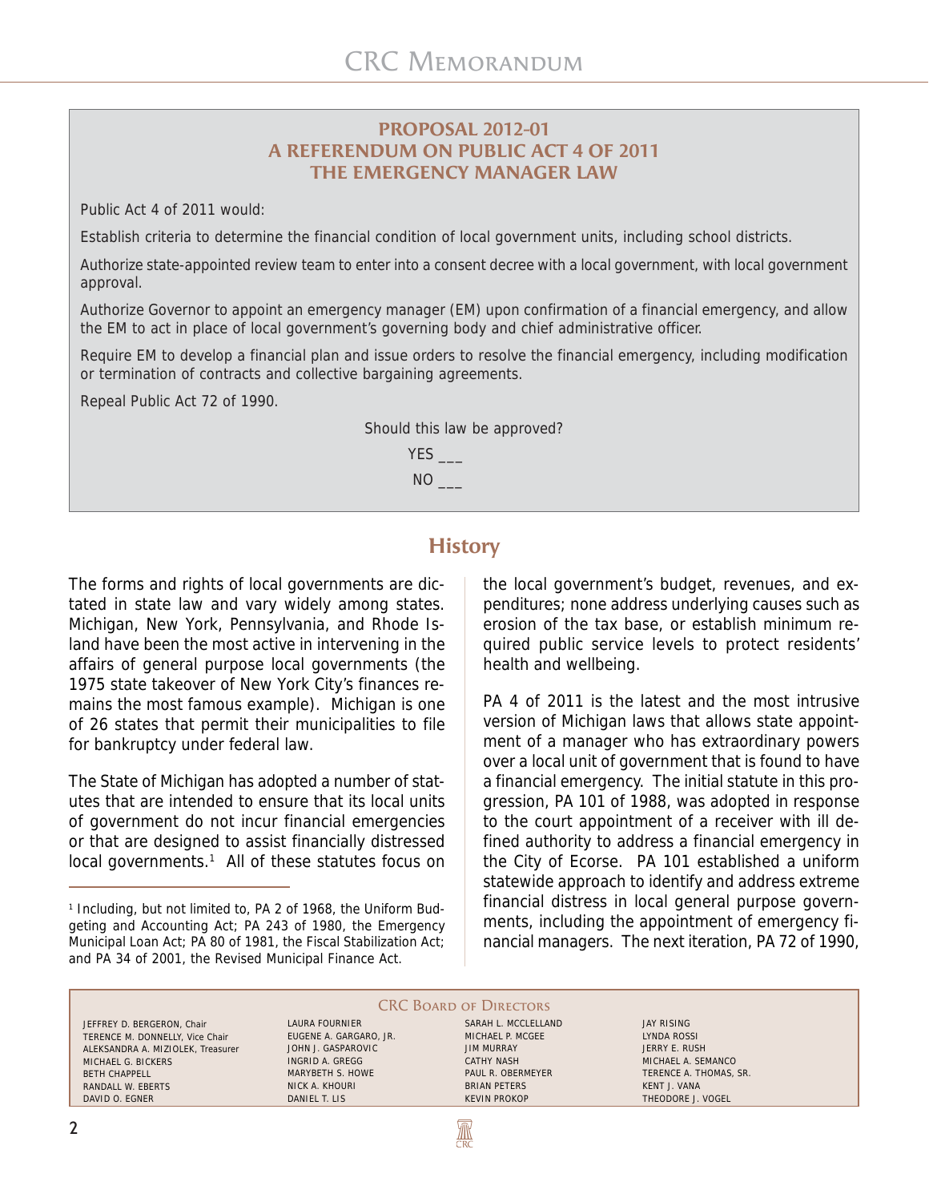### PROPOSAL 2012-01
### A REFERENDUM ON PUBLIC ACT 4 OF 2011
### THE EMERGENCY MANAGER LAW

Public Act 4 of 2011 would:

Establish criteria to determine the financial condition of local government units, including school districts.

Authorize state-appointed review team to enter into a consent decree with a local government, with local government approval.

Authorize Governor to appoint an emergency manager (EM) upon confirmation of a financial emergency, and allow the EM to act in place of local government's governing body and chief administrative officer.

Require EM to develop a financial plan and issue orders to resolve the financial emergency, including modification or termination of contracts and collective bargaining agreements.

Repeal Public Act 72 of 1990.

Should this law be approved?

YES ___

NO ___

## History

The forms and rights of local governments are dictated in state law and vary widely among states. Michigan, New York, Pennsylvania, and Rhode Island have been the most active in intervening in the affairs of general purpose local governments (the 1975 state takeover of New York City's finances remains the most famous example). Michigan is one of 26 states that permit their municipalities to file for bankruptcy under federal law.

The State of Michigan has adopted a number of statutes that are intended to ensure that its local units of government do not incur financial emergencies or that are designed to assist financially distressed local governments.[1] All of these statutes focus on the local government's budget, revenues, and expenditures; none address underlying causes such as erosion of the tax base, or establish minimum required public service levels to protect residents' health and wellbeing.

PA 4 of 2011 is the latest and the most intrusive version of Michigan laws that allows state appointment of a manager who has extraordinary powers over a local unit of government that is found to have a financial emergency. The initial statute in this progression, PA 101 of 1988, was adopted in response to the court appointment of a receiver with ill defined authority to address a financial emergency in the City of Ecorse. PA 101 established a uniform statewide approach to identify and address extreme financial distress in local general purpose governments, including the appointment of emergency financial managers. The next iteration, PA 72 of 1990,

[1] Including, but not limited to, PA 2 of 1968, the Uniform Budgeting and Accounting Act; PA 243 of 1980, the Emergency Municipal Loan Act; PA 80 of 1981, the Fiscal Stabilization Act; and PA 34 of 2001, the Revised Municipal Finance Act.

CRC Board of Directors

| | | | |
|---|---|---|---|
| JEFFREY D. BERGERON, Chair | LAURA FOURNIER | SARAH L. MCCLELLAND | JAY RISING |
| TERENCE M. DONNELLY, Vice Chair | EUGENE A. GARGARO, JR. | MICHAEL P. MCGEE | LYNDA ROSSI |
| ALEKSANDRA A. MIZIOLEK, Treasurer | JOHN J. GASPAROVIC | JIM MURRAY | JERRY E. RUSH |
| MICHAEL G. BICKERS | INGRID A. GREGG | CATHY NASH | MICHAEL A. SEMANCO |
| BETH CHAPPELL | MARYBETH S. HOWE | PAUL R. OBERMEYER | TERENCE A. THOMAS, SR. |
| RANDALL W. EBERTS | NICK A. KHOURI | BRIAN PETERS | KENT J. VANA |
| DAVID O. EGNER | DANIEL T. LIS | KEVIN PROKOP | THEODORE J. VOGEL |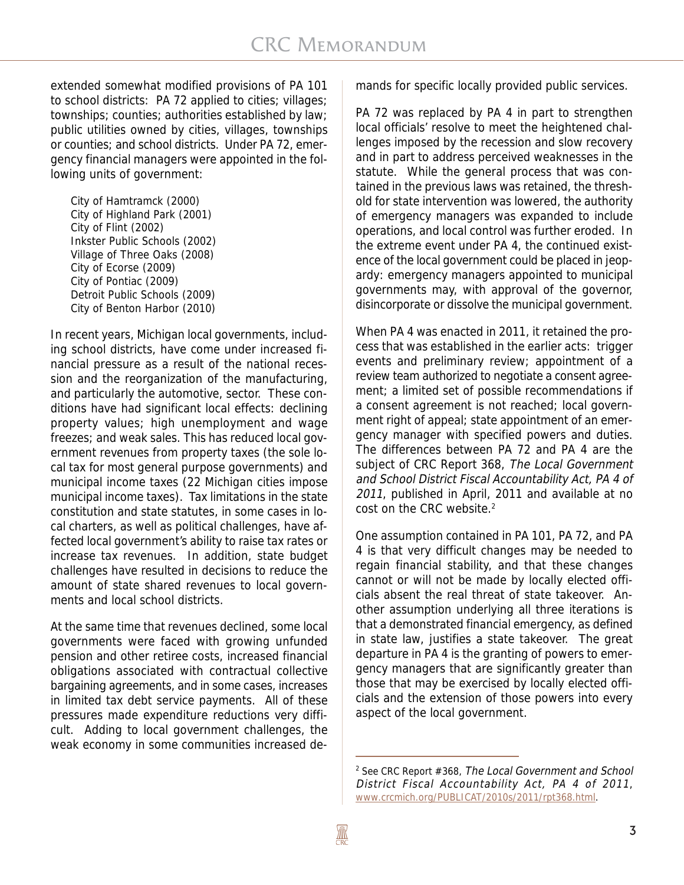extended somewhat modified provisions of PA 101 to school districts: PA 72 applied to cities; villages; townships; counties; authorities established by law; public utilities owned by cities, villages, townships or counties; and school districts. Under PA 72, emergency financial managers were appointed in the following units of government:

City of Hamtramck (2000)
City of Highland Park (2001)
City of Flint (2002)
Inkster Public Schools (2002)
Village of Three Oaks (2008)
City of Ecorse (2009)
City of Pontiac (2009)
Detroit Public Schools (2009)
City of Benton Harbor (2010)

In recent years, Michigan local governments, including school districts, have come under increased financial pressure as a result of the national recession and the reorganization of the manufacturing, and particularly the automotive, sector. These conditions have had significant local effects: declining property values; high unemployment and wage freezes; and weak sales. This has reduced local government revenues from property taxes (the sole local tax for most general purpose governments) and municipal income taxes (22 Michigan cities impose municipal income taxes). Tax limitations in the state constitution and state statutes, in some cases in local charters, as well as political challenges, have affected local government's ability to raise tax rates or increase tax revenues. In addition, state budget challenges have resulted in decisions to reduce the amount of state shared revenues to local governments and local school districts.

At the same time that revenues declined, some local governments were faced with growing unfunded pension and other retiree costs, increased financial obligations associated with contractual collective bargaining agreements, and in some cases, increases in limited tax debt service payments. All of these pressures made expenditure reductions very difficult. Adding to local government challenges, the weak economy in some communities increased demands for specific locally provided public services.

PA 72 was replaced by PA 4 in part to strengthen local officials' resolve to meet the heightened challenges imposed by the recession and slow recovery and in part to address perceived weaknesses in the statute. While the general process that was contained in the previous laws was retained, the threshold for state intervention was lowered, the authority of emergency managers was expanded to include operations, and local control was further eroded. In the extreme event under PA 4, the continued existence of the local government could be placed in jeopardy: emergency managers appointed to municipal governments may, with approval of the governor, disincorporate or dissolve the municipal government.

When PA 4 was enacted in 2011, it retained the process that was established in the earlier acts: trigger events and preliminary review; appointment of a review team authorized to negotiate a consent agreement; a limited set of possible recommendations if a consent agreement is not reached; local government right of appeal; state appointment of an emergency manager with specified powers and duties. The differences between PA 72 and PA 4 are the subject of CRC Report 368, *The Local Government and School District Fiscal Accountability Act, PA 4 of 2011*, published in April, 2011 and available at no cost on the CRC website.[2]

One assumption contained in PA 101, PA 72, and PA 4 is that very difficult changes may be needed to regain financial stability, and that these changes cannot or will not be made by locally elected officials absent the real threat of state takeover. Another assumption underlying all three iterations is that a demonstrated financial emergency, as defined in state law, justifies a state takeover. The great departure in PA 4 is the granting of powers to emergency managers that are significantly greater than those that may be exercised by locally elected officials and the extension of those powers into every aspect of the local government.

---

[2] See CRC Report #368, *The Local Government and School District Fiscal Accountability Act, PA 4 of 2011*, www.crcmich.org/PUBLICAT/2010s/2011/rpt368.html.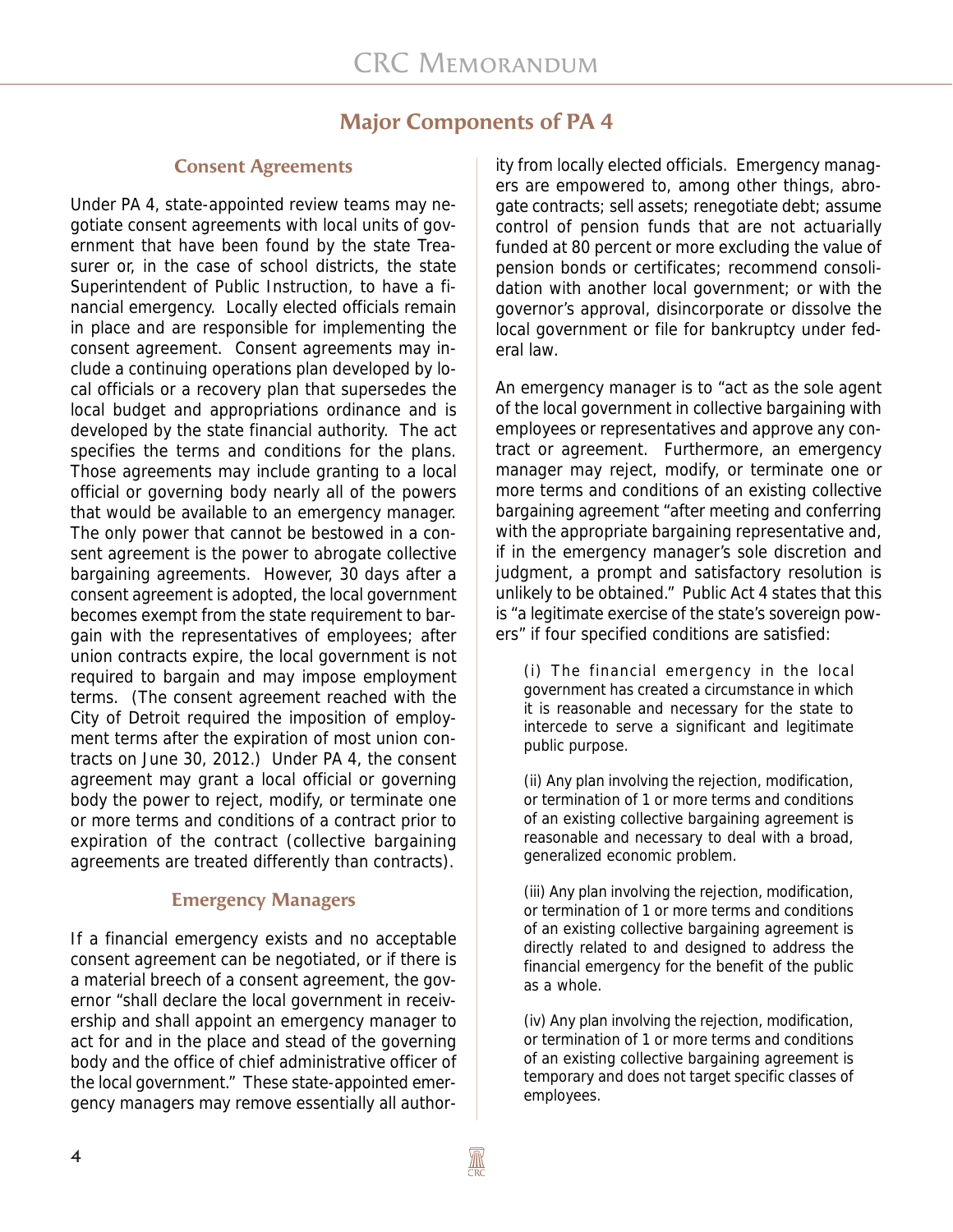## Major Components of PA 4

### Consent Agreements

Under PA 4, state-appointed review teams may negotiate consent agreements with local units of government that have been found by the state Treasurer or, in the case of school districts, the state Superintendent of Public Instruction, to have a financial emergency. Locally elected officials remain in place and are responsible for implementing the consent agreement. Consent agreements may include a continuing operations plan developed by local officials or a recovery plan that supersedes the local budget and appropriations ordinance and is developed by the state financial authority. The act specifies the terms and conditions for the plans. Those agreements may include granting to a local official or governing body nearly all of the powers that would be available to an emergency manager. The only power that cannot be bestowed in a consent agreement is the power to abrogate collective bargaining agreements. However, 30 days after a consent agreement is adopted, the local government becomes exempt from the state requirement to bargain with the representatives of employees; after union contracts expire, the local government is not required to bargain and may impose employment terms. (The consent agreement reached with the City of Detroit required the imposition of employment terms after the expiration of most union contracts on June 30, 2012.) Under PA 4, the consent agreement may grant a local official or governing body the power to reject, modify, or terminate one or more terms and conditions of a contract prior to expiration of the contract (collective bargaining agreements are treated differently than contracts).

### Emergency Managers

If a financial emergency exists and no acceptable consent agreement can be negotiated, or if there is a material breech of a consent agreement, the governor "shall declare the local government in receivership and shall appoint an emergency manager to act for and in the place and stead of the governing body and the office of chief administrative officer of the local government." These state-appointed emergency managers may remove essentially all authority from locally elected officials. Emergency managers are empowered to, among other things, abrogate contracts; sell assets; renegotiate debt; assume control of pension funds that are not actuarially funded at 80 percent or more excluding the value of pension bonds or certificates; recommend consolidation with another local government; or with the governor's approval, disincorporate or dissolve the local government or file for bankruptcy under federal law.

An emergency manager is to "act as the sole agent of the local government in collective bargaining with employees or representatives and approve any contract or agreement. Furthermore, an emergency manager may reject, modify, or terminate one or more terms and conditions of an existing collective bargaining agreement "after meeting and conferring with the appropriate bargaining representative and, if in the emergency manager's sole discretion and judgment, a prompt and satisfactory resolution is unlikely to be obtained." Public Act 4 states that this is "a legitimate exercise of the state's sovereign powers" if four specified conditions are satisfied:

> (i) The financial emergency in the local government has created a circumstance in which it is reasonable and necessary for the state to intercede to serve a significant and legitimate public purpose.
>
> (ii) Any plan involving the rejection, modification, or termination of 1 or more terms and conditions of an existing collective bargaining agreement is reasonable and necessary to deal with a broad, generalized economic problem.
>
> (iii) Any plan involving the rejection, modification, or termination of 1 or more terms and conditions of an existing collective bargaining agreement is directly related to and designed to address the financial emergency for the benefit of the public as a whole.
>
> (iv) Any plan involving the rejection, modification, or termination of 1 or more terms and conditions of an existing collective bargaining agreement is temporary and does not target specific classes of employees.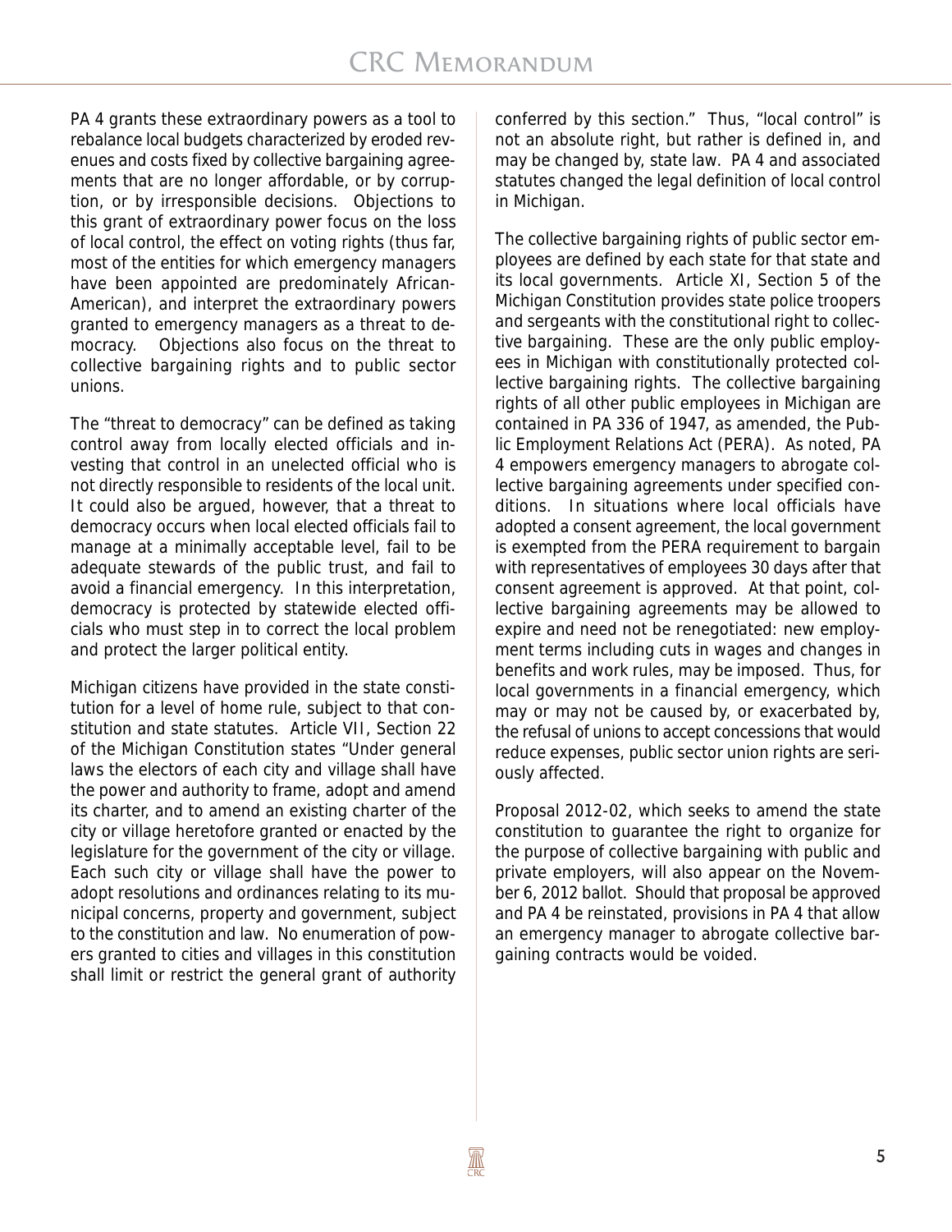PA 4 grants these extraordinary powers as a tool to rebalance local budgets characterized by eroded revenues and costs fixed by collective bargaining agreements that are no longer affordable, or by corruption, or by irresponsible decisions. Objections to this grant of extraordinary power focus on the loss of local control, the effect on voting rights (thus far, most of the entities for which emergency managers have been appointed are predominately African-American), and interpret the extraordinary powers granted to emergency managers as a threat to democracy. Objections also focus on the threat to collective bargaining rights and to public sector unions.

The "threat to democracy" can be defined as taking control away from locally elected officials and investing that control in an unelected official who is not directly responsible to residents of the local unit. It could also be argued, however, that a threat to democracy occurs when local elected officials fail to manage at a minimally acceptable level, fail to be adequate stewards of the public trust, and fail to avoid a financial emergency. In this interpretation, democracy is protected by statewide elected officials who must step in to correct the local problem and protect the larger political entity.

Michigan citizens have provided in the state constitution for a level of home rule, subject to that constitution and state statutes. Article VII, Section 22 of the Michigan Constitution states "Under general laws the electors of each city and village shall have the power and authority to frame, adopt and amend its charter, and to amend an existing charter of the city or village heretofore granted or enacted by the legislature for the government of the city or village. Each such city or village shall have the power to adopt resolutions and ordinances relating to its municipal concerns, property and government, subject to the constitution and law. No enumeration of powers granted to cities and villages in this constitution shall limit or restrict the general grant of authority conferred by this section." Thus, "local control" is not an absolute right, but rather is defined in, and may be changed by, state law. PA 4 and associated statutes changed the legal definition of local control in Michigan.

The collective bargaining rights of public sector employees are defined by each state for that state and its local governments. Article XI, Section 5 of the Michigan Constitution provides state police troopers and sergeants with the constitutional right to collective bargaining. These are the only public employees in Michigan with constitutionally protected collective bargaining rights. The collective bargaining rights of all other public employees in Michigan are contained in PA 336 of 1947, as amended, the Public Employment Relations Act (PERA). As noted, PA 4 empowers emergency managers to abrogate collective bargaining agreements under specified conditions. In situations where local officials have adopted a consent agreement, the local government is exempted from the PERA requirement to bargain with representatives of employees 30 days after that consent agreement is approved. At that point, collective bargaining agreements may be allowed to expire and need not be renegotiated: new employment terms including cuts in wages and changes in benefits and work rules, may be imposed. Thus, for local governments in a financial emergency, which may or may not be caused by, or exacerbated by, the refusal of unions to accept concessions that would reduce expenses, public sector union rights are seriously affected.

Proposal 2012-02, which seeks to amend the state constitution to guarantee the right to organize for the purpose of collective bargaining with public and private employers, will also appear on the November 6, 2012 ballot. Should that proposal be approved and PA 4 be reinstated, provisions in PA 4 that allow an emergency manager to abrogate collective bargaining contracts would be voided.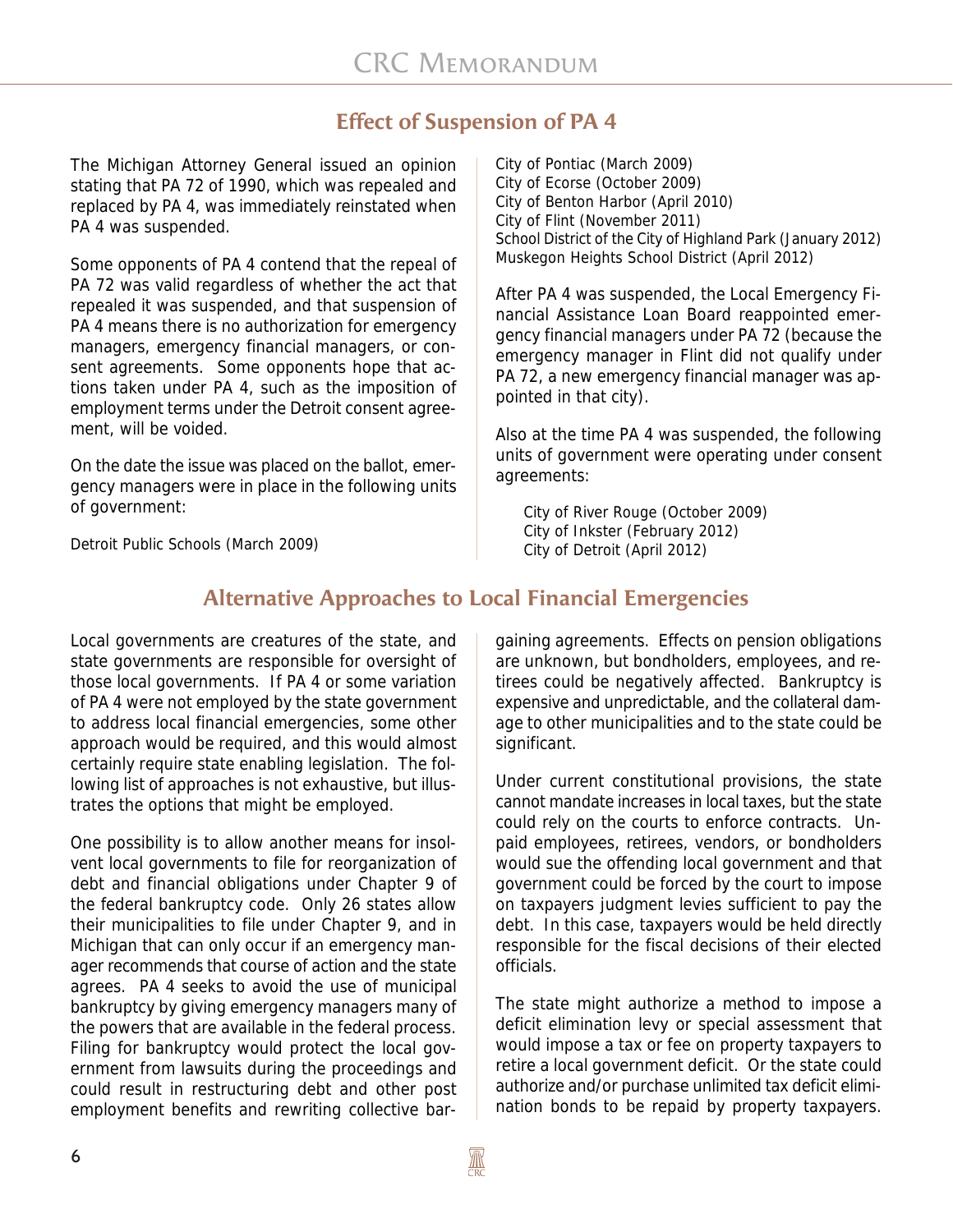## Effect of Suspension of PA 4

The Michigan Attorney General issued an opinion stating that PA 72 of 1990, which was repealed and replaced by PA 4, was immediately reinstated when PA 4 was suspended.

Some opponents of PA 4 contend that the repeal of PA 72 was valid regardless of whether the act that repealed it was suspended, and that suspension of PA 4 means there is no authorization for emergency managers, emergency financial managers, or consent agreements. Some opponents hope that actions taken under PA 4, such as the imposition of employment terms under the Detroit consent agreement, will be voided.

On the date the issue was placed on the ballot, emergency managers were in place in the following units of government:

Detroit Public Schools (March 2009)
City of Pontiac (March 2009)
City of Ecorse (October 2009)
City of Benton Harbor (April 2010)
City of Flint (November 2011)
School District of the City of Highland Park (January 2012)
Muskegon Heights School District (April 2012)

After PA 4 was suspended, the Local Emergency Financial Assistance Loan Board reappointed emergency financial managers under PA 72 (because the emergency manager in Flint did not qualify under PA 72, a new emergency financial manager was appointed in that city).

Also at the time PA 4 was suspended, the following units of government were operating under consent agreements:

City of River Rouge (October 2009)
City of Inkster (February 2012)
City of Detroit (April 2012)

## Alternative Approaches to Local Financial Emergencies

Local governments are creatures of the state, and state governments are responsible for oversight of those local governments. If PA 4 or some variation of PA 4 were not employed by the state government to address local financial emergencies, some other approach would be required, and this would almost certainly require state enabling legislation. The following list of approaches is not exhaustive, but illustrates the options that might be employed.

One possibility is to allow another means for insolvent local governments to file for reorganization of debt and financial obligations under Chapter 9 of the federal bankruptcy code. Only 26 states allow their municipalities to file under Chapter 9, and in Michigan that can only occur if an emergency manager recommends that course of action and the state agrees. PA 4 seeks to avoid the use of municipal bankruptcy by giving emergency managers many of the powers that are available in the federal process. Filing for bankruptcy would protect the local government from lawsuits during the proceedings and could result in restructuring debt and other post employment benefits and rewriting collective bargaining agreements. Effects on pension obligations are unknown, but bondholders, employees, and retirees could be negatively affected. Bankruptcy is expensive and unpredictable, and the collateral damage to other municipalities and to the state could be significant.

Under current constitutional provisions, the state cannot mandate increases in local taxes, but the state could rely on the courts to enforce contracts. Unpaid employees, retirees, vendors, or bondholders would sue the offending local government and that government could be forced by the court to impose on taxpayers judgment levies sufficient to pay the debt. In this case, taxpayers would be held directly responsible for the fiscal decisions of their elected officials.

The state might authorize a method to impose a deficit elimination levy or special assessment that would impose a tax or fee on property taxpayers to retire a local government deficit. Or the state could authorize and/or purchase unlimited tax deficit elimination bonds to be repaid by property taxpayers.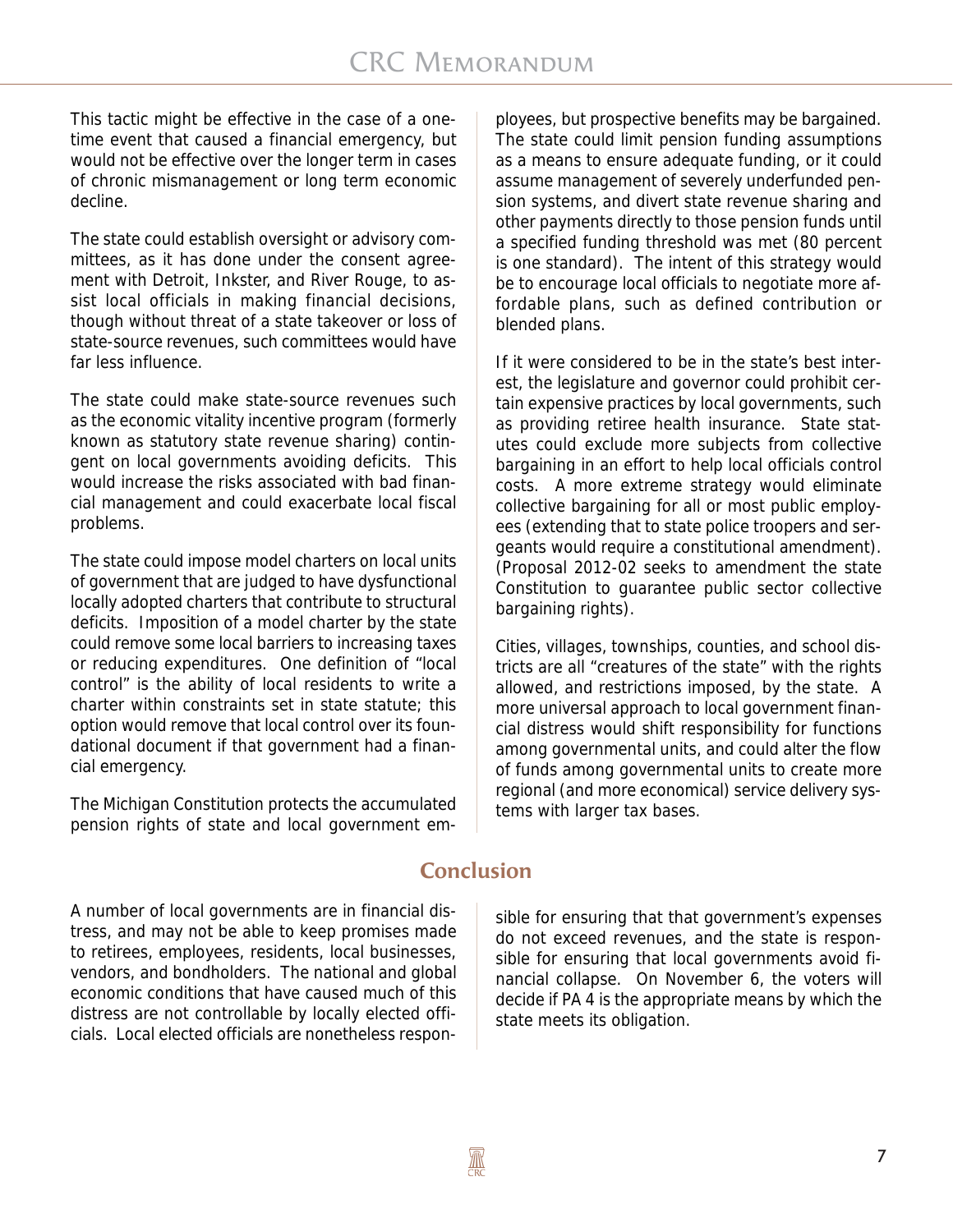This tactic might be effective in the case of a one-time event that caused a financial emergency, but would not be effective over the longer term in cases of chronic mismanagement or long term economic decline.

The state could establish oversight or advisory committees, as it has done under the consent agreement with Detroit, Inkster, and River Rouge, to assist local officials in making financial decisions, though without threat of a state takeover or loss of state-source revenues, such committees would have far less influence.

The state could make state-source revenues such as the economic vitality incentive program (formerly known as statutory state revenue sharing) contingent on local governments avoiding deficits. This would increase the risks associated with bad financial management and could exacerbate local fiscal problems.

The state could impose model charters on local units of government that are judged to have dysfunctional locally adopted charters that contribute to structural deficits. Imposition of a model charter by the state could remove some local barriers to increasing taxes or reducing expenditures. One definition of "local control" is the ability of local residents to write a charter within constraints set in state statute; this option would remove that local control over its foundational document if that government had a financial emergency.

The Michigan Constitution protects the accumulated pension rights of state and local government employees, but prospective benefits may be bargained. The state could limit pension funding assumptions as a means to ensure adequate funding, or it could assume management of severely underfunded pension systems, and divert state revenue sharing and other payments directly to those pension funds until a specified funding threshold was met (80 percent is one standard). The intent of this strategy would be to encourage local officials to negotiate more affordable plans, such as defined contribution or blended plans.

If it were considered to be in the state's best interest, the legislature and governor could prohibit certain expensive practices by local governments, such as providing retiree health insurance. State statutes could exclude more subjects from collective bargaining in an effort to help local officials control costs. A more extreme strategy would eliminate collective bargaining for all or most public employees (extending that to state police troopers and sergeants would require a constitutional amendment). (Proposal 2012-02 seeks to amendment the state Constitution to guarantee public sector collective bargaining rights).

Cities, villages, townships, counties, and school districts are all "creatures of the state" with the rights allowed, and restrictions imposed, by the state. A more universal approach to local government financial distress would shift responsibility for functions among governmental units, and could alter the flow of funds among governmental units to create more regional (and more economical) service delivery systems with larger tax bases.

## Conclusion

A number of local governments are in financial distress, and may not be able to keep promises made to retirees, employees, residents, local businesses, vendors, and bondholders. The national and global economic conditions that have caused much of this distress are not controllable by locally elected officials. Local elected officials are nonetheless responsible for ensuring that that government's expenses do not exceed revenues, and the state is responsible for ensuring that local governments avoid financial collapse. On November 6, the voters will decide if PA 4 is the appropriate means by which the state meets its obligation.